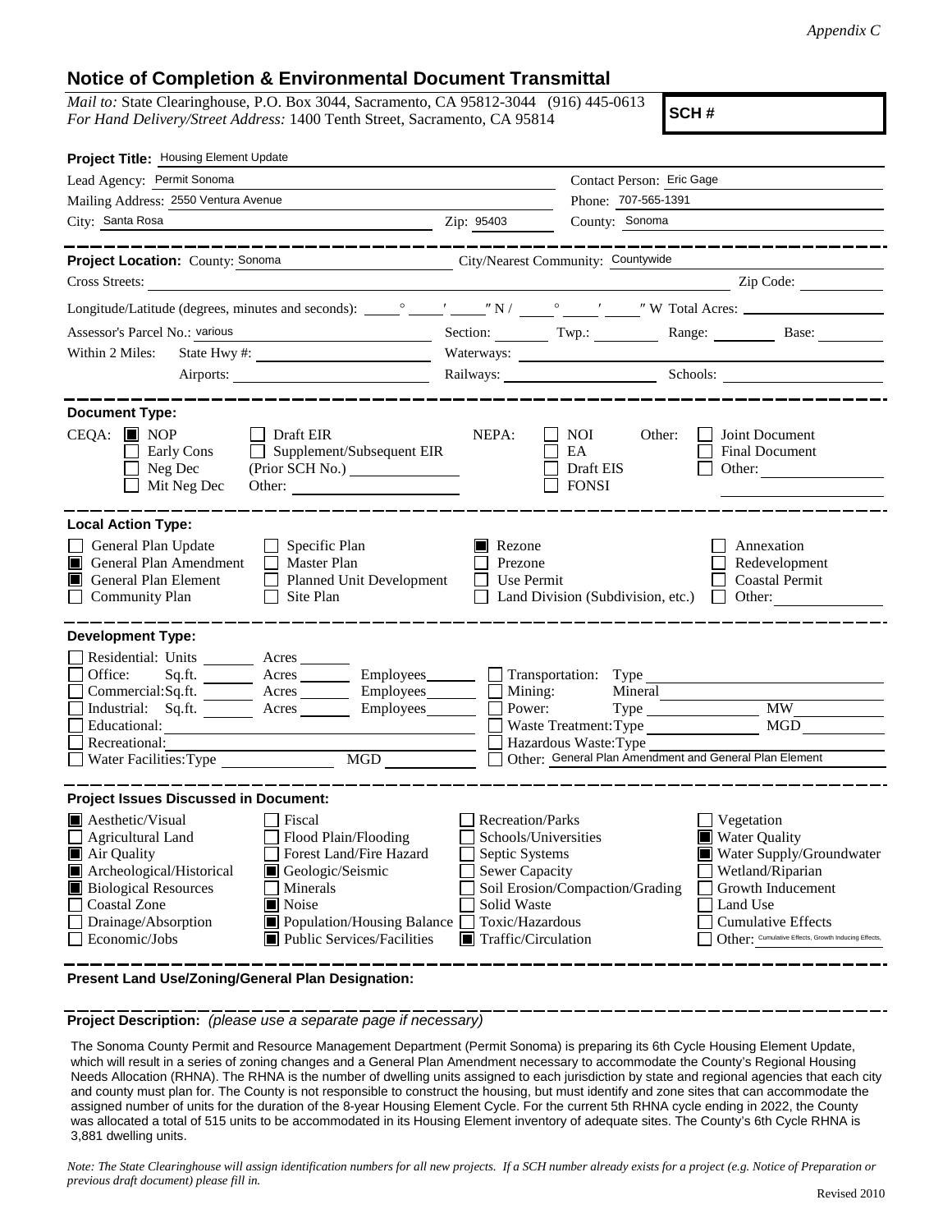*Appendix C*

## Notice of Completion & Environmental Document Transmittal

*Mail to:* State Clearinghouse, P.O. Box 3044, Sacramento, CA 95812-3044 (916) 445-0613
*For Hand Delivery/Street Address:* 1400 Tenth Street, Sacramento, CA 95814

**SCH #**

**Project Title:** Housing Element Update

Lead Agency: Permit Sonoma
Contact Person: Eric Gage
Mailing Address: 2550 Ventura Avenue
Phone: 707-565-1391
City: Santa Rosa
Zip: 95403
County: Sonoma

**Project Location:** County: Sonoma
City/Nearest Community: Countywide
Cross Streets:
Zip Code:
Longitude/Latitude (degrees, minutes and seconds): ° ′ ″ N / ° ′ ″ W Total Acres:
Assessor's Parcel No.: various
Section: Twp.: Range: Base:
Within 2 Miles: State Hwy #:
Waterways:
Airports:
Railways:
Schools:

**Document Type:**

CEQA: ☒ NOP ☐ Draft EIR ☐ Early Cons ☐ Supplement/Subsequent EIR ☐ Neg Dec (Prior SCH No.) ☐ Mit Neg Dec Other:

NEPA: ☐ NOI ☐ EA ☐ Draft EIS ☐ FONSI

Other: ☐ Joint Document ☐ Final Document ☐ Other:

**Local Action Type:**

☐ General Plan Update
☒ General Plan Amendment
☒ General Plan Element
☐ Community Plan
☐ Specific Plan
☐ Master Plan
☐ Planned Unit Development
☐ Site Plan
☒ Rezone
☐ Prezone
☐ Use Permit
☐ Land Division (Subdivision, etc.)
☐ Annexation
☐ Redevelopment
☐ Coastal Permit
☐ Other:

**Development Type:**

☐ Residential: Units Acres
☐ Office: Sq.ft. Acres Employees
☐ Commercial: Sq.ft. Acres Employees
☐ Industrial: Sq.ft. Acres Employees
☐ Educational:
☐ Recreational:
☐ Water Facilities: Type MGD
☐ Transportation: Type
☐ Mining: Mineral
☐ Power: Type MW
☐ Waste Treatment: Type MGD
☐ Hazardous Waste: Type
☐ Other: General Plan Amendment and General Plan Element

**Project Issues Discussed in Document:**

☒ Aesthetic/Visual
☐ Agricultural Land
☒ Air Quality
☒ Archeological/Historical
☒ Biological Resources
☐ Coastal Zone
☐ Drainage/Absorption
☐ Economic/Jobs
☐ Fiscal
☐ Flood Plain/Flooding
☐ Forest Land/Fire Hazard
☒ Geologic/Seismic
☐ Minerals
☒ Noise
☒ Population/Housing Balance
☒ Public Services/Facilities
☐ Recreation/Parks
☐ Schools/Universities
☐ Septic Systems
☐ Sewer Capacity
☐ Soil Erosion/Compaction/Grading
☐ Solid Waste
☐ Toxic/Hazardous
☒ Traffic/Circulation
☐ Vegetation
☒ Water Quality
☒ Water Supply/Groundwater
☐ Wetland/Riparian
☐ Growth Inducement
☐ Land Use
☐ Cumulative Effects
☐ Other: Cumulative Effects, Growth Inducing Effects,

**Present Land Use/Zoning/General Plan Designation:**

**Project Description:** *(please use a separate page if necessary)*

The Sonoma County Permit and Resource Management Department (Permit Sonoma) is preparing its 6th Cycle Housing Element Update, which will result in a series of zoning changes and a General Plan Amendment necessary to accommodate the County's Regional Housing Needs Allocation (RHNA). The RHNA is the number of dwelling units assigned to each jurisdiction by state and regional agencies that each city and county must plan for. The County is not responsible to construct the housing, but must identify and zone sites that can accommodate the assigned number of units for the duration of the 8-year Housing Element Cycle. For the current 5th RHNA cycle ending in 2022, the County was allocated a total of 515 units to be accommodated in its Housing Element inventory of adequate sites. The County's 6th Cycle RHNA is 3,881 dwelling units.

*Note: The State Clearinghouse will assign identification numbers for all new projects. If a SCH number already exists for a project (e.g. Notice of Preparation or previous draft document) please fill in.*

Revised 2010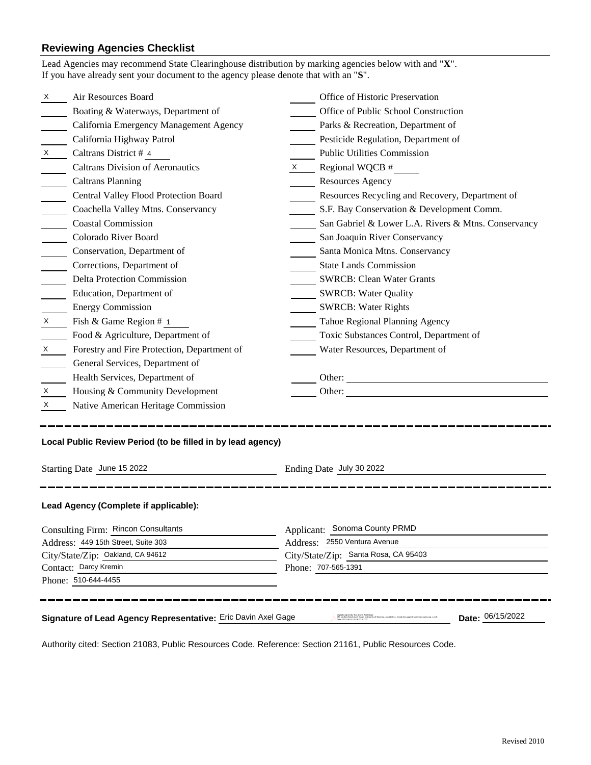## Reviewing Agencies Checklist

Lead Agencies may recommend State Clearinghouse distribution by marking agencies below with and "**X**". If you have already sent your document to the agency please denote that with an "**S**".

| | | | |
|---|---|---|---|
| X | Air Resources Board | | Office of Historic Preservation |
| | Boating & Waterways, Department of | | Office of Public School Construction |
| | California Emergency Management Agency | | Parks & Recreation, Department of |
| | California Highway Patrol | | Pesticide Regulation, Department of |
| X | Caltrans District # 4 | | Public Utilities Commission |
| | Caltrans Division of Aeronautics | X | Regional WQCB # |
| | Caltrans Planning | | Resources Agency |
| | Central Valley Flood Protection Board | | Resources Recycling and Recovery, Department of |
| | Coachella Valley Mtns. Conservancy | | S.F. Bay Conservation & Development Comm. |
| | Coastal Commission | | San Gabriel & Lower L.A. Rivers & Mtns. Conservancy |
| | Colorado River Board | | San Joaquin River Conservancy |
| | Conservation, Department of | | Santa Monica Mtns. Conservancy |
| | Corrections, Department of | | State Lands Commission |
| | Delta Protection Commission | | SWRCB: Clean Water Grants |
| | Education, Department of | | SWRCB: Water Quality |
| | Energy Commission | | SWRCB: Water Rights |
| X | Fish & Game Region # 1 | | Tahoe Regional Planning Agency |
| | Food & Agriculture, Department of | | Toxic Substances Control, Department of |
| X | Forestry and Fire Protection, Department of | | Water Resources, Department of |
| | General Services, Department of | | |
| | Health Services, Department of | | Other: |
| X | Housing & Community Development | | Other: |
| X | Native American Heritage Commission | | |

---

**Local Public Review Period (to be filled in by lead agency)**

Starting Date June 15 2022

Ending Date July 30 2022

---

**Lead Agency (Complete if applicable):**

Consulting Firm: Rincon Consultants
Address: 449 15th Street, Suite 303
City/State/Zip: Oakland, CA 94612
Contact: Darcy Kremin
Phone: 510-644-4455

Applicant: Sonoma County PRMD
Address: 2550 Ventura Avenue
City/State/Zip: Santa Rosa, CA 95403
Phone: 707-565-1391

---

**Signature of Lead Agency Representative:** Eric Davin Axel Gage

**Date:** 06/15/2022

Authority cited: Section 21083, Public Resources Code. Reference: Section 21161, Public Resources Code.

Revised 2010